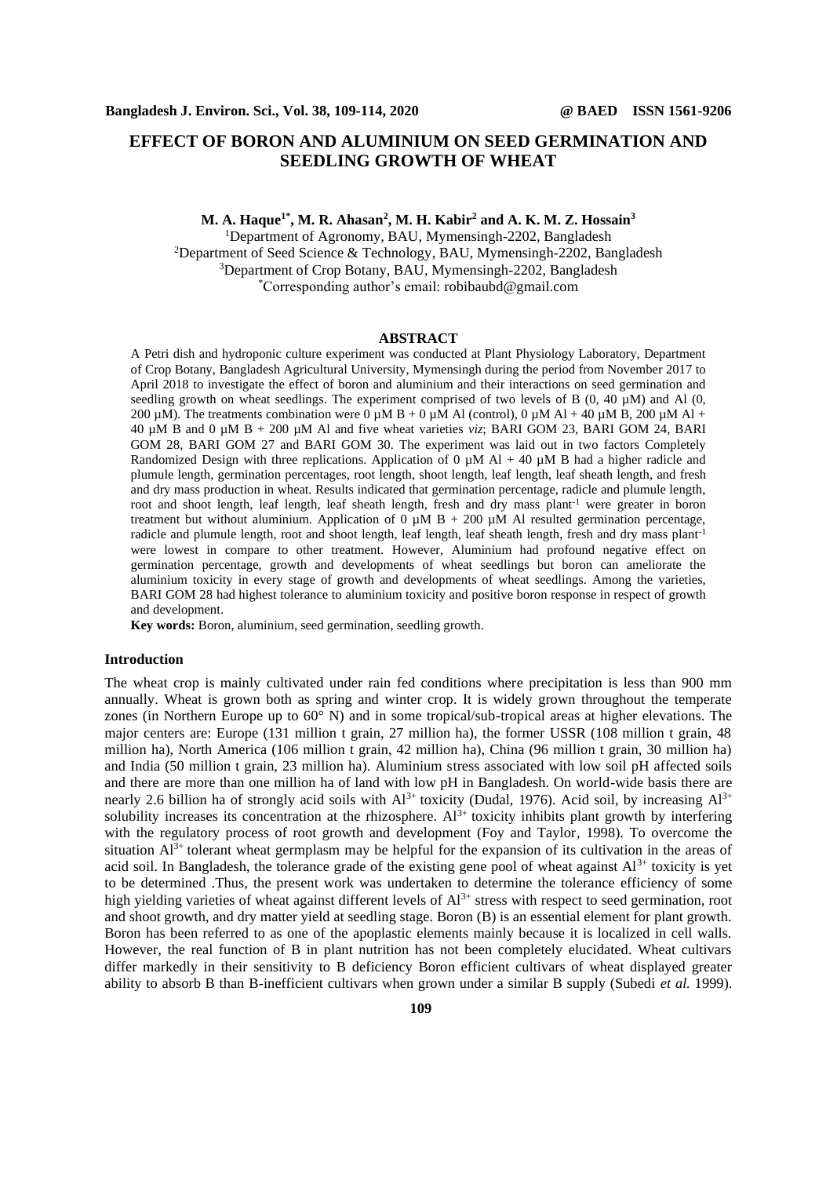# EFFECT OF BORON AND ALUMINIUM ON SEED GERMINATION AND SEEDLING GROWTH OF WHEAT

**M. A. Haque[1*], M. R. Ahasan[2], M. H. Kabir[2] and A. K. M. Z. Hossain[3]**

[1]Department of Agronomy, BAU, Mymensingh-2202, Bangladesh
[2]Department of Seed Science & Technology, BAU, Mymensingh-2202, Bangladesh
[3]Department of Crop Botany, BAU, Mymensingh-2202, Bangladesh
[*]Corresponding author's email: robibaubd@gmail.com

## ABSTRACT

A Petri dish and hydroponic culture experiment was conducted at Plant Physiology Laboratory, Department of Crop Botany, Bangladesh Agricultural University, Mymensingh during the period from November 2017 to April 2018 to investigate the effect of boron and aluminium and their interactions on seed germination and seedling growth on wheat seedlings. The experiment comprised of two levels of B (0, 40 µM) and Al (0, 200 µM). The treatments combination were 0 µM B + 0 µM Al (control), 0 µM Al + 40 µM B, 200 µM Al + 40 µM B and 0 µM B + 200 µM Al and five wheat varieties *viz*; BARI GOM 23, BARI GOM 24, BARI GOM 28, BARI GOM 27 and BARI GOM 30. The experiment was laid out in two factors Completely Randomized Design with three replications. Application of 0 µM Al + 40 µM B had a higher radicle and plumule length, germination percentages, root length, shoot length, leaf length, leaf sheath length, and fresh and dry mass production in wheat. Results indicated that germination percentage, radicle and plumule length, root and shoot length, leaf length, leaf sheath length, fresh and dry mass plant$^{-1}$ were greater in boron treatment but without aluminium. Application of 0 µM B + 200 µM Al resulted germination percentage, radicle and plumule length, root and shoot length, leaf length, leaf sheath length, fresh and dry mass plant$^{-1}$ were lowest in compare to other treatment. However, Aluminium had profound negative effect on germination percentage, growth and developments of wheat seedlings but boron can ameliorate the aluminium toxicity in every stage of growth and developments of wheat seedlings. Among the varieties, BARI GOM 28 had highest tolerance to aluminium toxicity and positive boron response in respect of growth and development.

**Key words:** Boron, aluminium, seed germination, seedling growth.

## Introduction

The wheat crop is mainly cultivated under rain fed conditions where precipitation is less than 900 mm annually. Wheat is grown both as spring and winter crop. It is widely grown throughout the temperate zones (in Northern Europe up to 60° N) and in some tropical/sub-tropical areas at higher elevations. The major centers are: Europe (131 million t grain, 27 million ha), the former USSR (108 million t grain, 48 million ha), North America (106 million t grain, 42 million ha), China (96 million t grain, 30 million ha) and India (50 million t grain, 23 million ha). Aluminium stress associated with low soil pH affected soils and there are more than one million ha of land with low pH in Bangladesh. On world-wide basis there are nearly 2.6 billion ha of strongly acid soils with $Al^{3+}$ toxicity (Dudal, 1976). Acid soil, by increasing $Al^{3+}$ solubility increases its concentration at the rhizosphere. $Al^{3+}$ toxicity inhibits plant growth by interfering with the regulatory process of root growth and development (Foy and Taylor, 1998). To overcome the situation $Al^{3+}$ tolerant wheat germplasm may be helpful for the expansion of its cultivation in the areas of acid soil. In Bangladesh, the tolerance grade of the existing gene pool of wheat against $Al^{3+}$ toxicity is yet to be determined .Thus, the present work was undertaken to determine the tolerance efficiency of some high yielding varieties of wheat against different levels of $Al^{3+}$ stress with respect to seed germination, root and shoot growth, and dry matter yield at seedling stage. Boron (B) is an essential element for plant growth. Boron has been referred to as one of the apoplastic elements mainly because it is localized in cell walls. However, the real function of B in plant nutrition has not been completely elucidated. Wheat cultivars differ markedly in their sensitivity to B deficiency Boron efficient cultivars of wheat displayed greater ability to absorb B than B-inefficient cultivars when grown under a similar B supply (Subedi *et al.* 1999).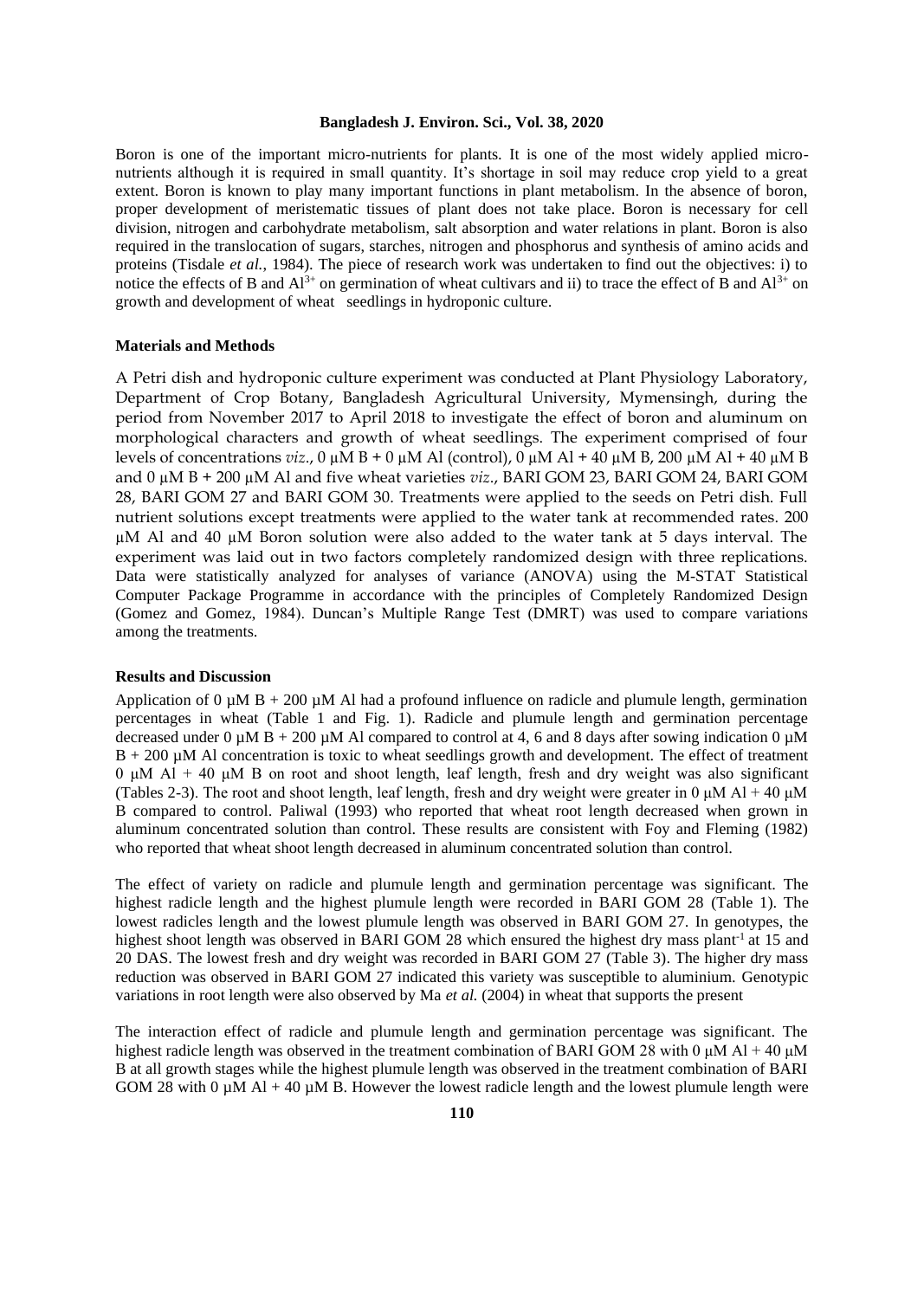Boron is one of the important micro-nutrients for plants. It is one of the most widely applied micro-nutrients although it is required in small quantity. It's shortage in soil may reduce crop yield to a great extent. Boron is known to play many important functions in plant metabolism. In the absence of boron, proper development of meristematic tissues of plant does not take place. Boron is necessary for cell division, nitrogen and carbohydrate metabolism, salt absorption and water relations in plant. Boron is also required in the translocation of sugars, starches, nitrogen and phosphorus and synthesis of amino acids and proteins (Tisdale *et al.*, 1984). The piece of research work was undertaken to find out the objectives: i) to notice the effects of B and $Al^{3+}$ on germination of wheat cultivars and ii) to trace the effect of B and $Al^{3+}$ on growth and development of wheat seedlings in hydroponic culture.

### Materials and Methods

A Petri dish and hydroponic culture experiment was conducted at Plant Physiology Laboratory, Department of Crop Botany, Bangladesh Agricultural University, Mymensingh, during the period from November 2017 to April 2018 to investigate the effect of boron and aluminum on morphological characters and growth of wheat seedlings. The experiment comprised of four levels of concentrations *viz*., 0 µM B + 0 µM Al (control), 0 µM Al + 40 µM B, 200 µM Al + 40 µM B and 0 µM B + 200 µM Al and five wheat varieties *viz*., BARI GOM 23, BARI GOM 24, BARI GOM 28, BARI GOM 27 and BARI GOM 30. Treatments were applied to the seeds on Petri dish. Full nutrient solutions except treatments were applied to the water tank at recommended rates. 200 µM Al and 40 µM Boron solution were also added to the water tank at 5 days interval. The experiment was laid out in two factors completely randomized design with three replications. Data were statistically analyzed for analyses of variance (ANOVA) using the M-STAT Statistical Computer Package Programme in accordance with the principles of Completely Randomized Design (Gomez and Gomez, 1984). Duncan's Multiple Range Test (DMRT) was used to compare variations among the treatments.

### Results and Discussion

Application of 0 µM B + 200 µM Al had a profound influence on radicle and plumule length, germination percentages in wheat (Table 1 and Fig. 1). Radicle and plumule length and germination percentage decreased under 0 µM B + 200 µM Al compared to control at 4, 6 and 8 days after sowing indication 0 µM B + 200 µM Al concentration is toxic to wheat seedlings growth and development. The effect of treatment 0 µM Al + 40 µM B on root and shoot length, leaf length, fresh and dry weight was also significant (Tables 2-3). The root and shoot length, leaf length, fresh and dry weight were greater in 0 µM Al + 40 µM B compared to control. Paliwal (1993) who reported that wheat root length decreased when grown in aluminum concentrated solution than control. These results are consistent with Foy and Fleming (1982) who reported that wheat shoot length decreased in aluminum concentrated solution than control.

The effect of variety on radicle and plumule length and germination percentage was significant. The highest radicle length and the highest plumule length were recorded in BARI GOM 28 (Table 1). The lowest radicles length and the lowest plumule length was observed in BARI GOM 27. In genotypes, the highest shoot length was observed in BARI GOM 28 which ensured the highest dry mass plant$^{-1}$ at 15 and 20 DAS. The lowest fresh and dry weight was recorded in BARI GOM 27 (Table 3). The higher dry mass reduction was observed in BARI GOM 27 indicated this variety was susceptible to aluminium. Genotypic variations in root length were also observed by Ma *et al.* (2004) in wheat that supports the present

The interaction effect of radicle and plumule length and germination percentage was significant. The highest radicle length was observed in the treatment combination of BARI GOM 28 with 0 µM Al + 40 µM B at all growth stages while the highest plumule length was observed in the treatment combination of BARI GOM 28 with 0 µM Al + 40 µM B. However the lowest radicle length and the lowest plumule length were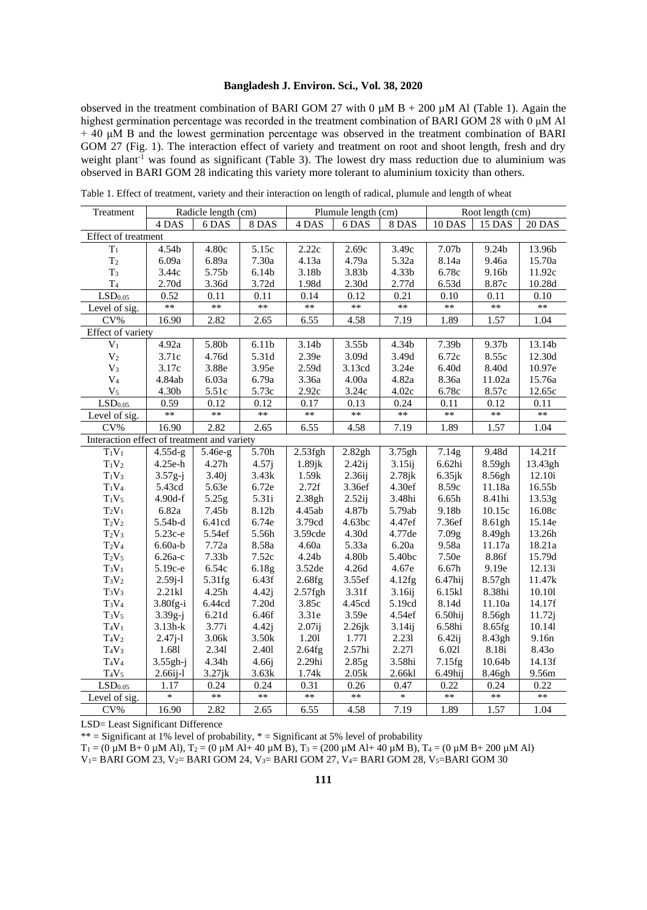observed in the treatment combination of BARI GOM 27 with 0 μM B + 200 μM Al (Table 1). Again the highest germination percentage was recorded in the treatment combination of BARI GOM 28 with 0 μM Al + 40 μM B and the lowest germination percentage was observed in the treatment combination of BARI GOM 27 (Fig. 1). The interaction effect of variety and treatment on root and shoot length, fresh and dry weight plant$^{-1}$ was found as significant (Table 3). The lowest dry mass reduction due to aluminium was observed in BARI GOM 28 indicating this variety more tolerant to aluminium toxicity than others.

Table 1. Effect of treatment, variety and their interaction on length of radical, plumule and length of wheat

| Treatment | Radicle length (cm) | | | Plumule length (cm) | | | Root length (cm) | | |
|---|---|---|---|---|---|---|---|---|---|
| | 4 DAS | 6 DAS | 8 DAS | 4 DAS | 6 DAS | 8 DAS | 10 DAS | 15 DAS | 20 DAS |
| Effect of treatment | | | | | | | | | |
| $T_1$ | 4.54b | 4.80c | 5.15c | 2.22c | 2.69c | 3.49c | 7.07b | 9.24b | 13.96b |
| $T_2$ | 6.09a | 6.89a | 7.30a | 4.13a | 4.79a | 5.32a | 8.14a | 9.46a | 15.70a |
| $T_3$ | 3.44c | 5.75b | 6.14b | 3.18b | 3.83b | 4.33b | 6.78c | 9.16b | 11.92c |
| $T_4$ | 2.70d | 3.36d | 3.72d | 1.98d | 2.30d | 2.77d | 6.53d | 8.87c | 10.28d |
| $LSD_{0.05}$ | 0.52 | 0.11 | 0.11 | 0.14 | 0.12 | 0.21 | 0.10 | 0.11 | 0.10 |
| Level of sig. | ** | ** | ** | ** | ** | ** | ** | ** | ** |
| CV% | 16.90 | 2.82 | 2.65 | 6.55 | 4.58 | 7.19 | 1.89 | 1.57 | 1.04 |
| Effect of variety | | | | | | | | | |
| $V_1$ | 4.92a | 5.80b | 6.11b | 3.14b | 3.55b | 4.34b | 7.39b | 9.37b | 13.14b |
| $V_2$ | 3.71c | 4.76d | 5.31d | 2.39e | 3.09d | 3.49d | 6.72c | 8.55c | 12.30d |
| $V_3$ | 3.17c | 3.88e | 3.95e | 2.59d | 3.13cd | 3.24e | 6.40d | 8.40d | 10.97e |
| $V_4$ | 4.84ab | 6.03a | 6.79a | 3.36a | 4.00a | 4.82a | 8.36a | 11.02a | 15.76a |
| $V_5$ | 4.30b | 5.51c | 5.73c | 2.92c | 3.24c | 4.02c | 6.78c | 8.57c | 12.65c |
| $LSD_{0.05}$ | 0.59 | 0.12 | 0.12 | 0.17 | 0.13 | 0.24 | 0.11 | 0.12 | 0.11 |
| Level of sig. | ** | ** | ** | ** | ** | ** | ** | ** | ** |
| CV% | 16.90 | 2.82 | 2.65 | 6.55 | 4.58 | 7.19 | 1.89 | 1.57 | 1.04 |
| Interaction effect of treatment and variety | | | | | | | | | |
| $T_1V_1$ | 4.55d-g | 5.46e-g | 5.70h | 2.53fgh | 2.82gh | 3.75gh | 7.14g | 9.48d | 14.21f |
| $T_1V_2$ | 4.25e-h | 4.27h | 4.57j | 1.89jk | 2.42ij | 3.15ij | 6.62hi | 8.59gh | 13.43gh |
| $T_1V_3$ | 3.57g-j | 3.40j | 3.43k | 1.59k | 2.36ij | 2.78jk | 6.35jk | 8.56gh | 12.10i |
| $T_1V_4$ | 5.43cd | 5.63e | 6.72e | 2.72f | 3.36ef | 4.30ef | 8.59c | 11.18a | 16.55b |
| $T_1V_5$ | 4.90d-f | 5.25g | 5.31i | 2.38gh | 2.52ij | 3.48hi | 6.65h | 8.41hi | 13.53g |
| $T_2V_1$ | 6.82a | 7.45b | 8.12b | 4.45ab | 4.87b | 5.79ab | 9.18b | 10.15c | 16.08c |
| $T_2V_2$ | 5.54b-d | 6.41cd | 6.74e | 3.79cd | 4.63bc | 4.47ef | 7.36ef | 8.61gh | 15.14e |
| $T_2V_3$ | 5.23c-e | 5.54ef | 5.56h | 3.59cde | 4.30d | 4.77de | 7.09g | 8.49gh | 13.26h |
| $T_2V_4$ | 6.60a-b | 7.72a | 8.58a | 4.60a | 5.33a | 6.20a | 9.58a | 11.17a | 18.21a |
| $T_2V_5$ | 6.26a-c | 7.33b | 7.52c | 4.24b | 4.80b | 5.40bc | 7.50e | 8.86f | 15.79d |
| $T_3V_1$ | 5.19c-e | 6.54c | 6.18g | 3.52de | 4.26d | 4.67e | 6.67h | 9.19e | 12.13i |
| $T_3V_2$ | 2.59j-l | 5.31fg | 6.43f | 2.68fg | 3.55ef | 4.12fg | 6.47hij | 8.57gh | 11.47k |
| $T_3V_3$ | 2.21kl | 4.25h | 4.42j | 2.57fgh | 3.31f | 3.16ij | 6.15kl | 8.38hi | 10.10l |
| $T_3V_4$ | 3.80fg-i | 6.44cd | 7.20d | 3.85c | 4.45cd | 5.19cd | 8.14d | 11.10a | 14.17f |
| $T_3V_5$ | 3.39g-j | 6.21d | 6.46f | 3.31e | 3.59e | 4.54ef | 6.50hij | 8.56gh | 11.72j |
| $T_4V_1$ | 3.13h-k | 3.77i | 4.42j | 2.07ij | 2.26jk | 3.14ij | 6.58hi | 8.65fg | 10.14l |
| $T_4V_2$ | 2.47j-l | 3.06k | 3.50k | 1.20l | 1.77l | 2.23l | 6.42ij | 8.43gh | 9.16n |
| $T_4V_3$ | 1.68l | 2.34l | 2.40l | 2.64fg | 2.57hi | 2.27l | 6.02l | 8.18i | 8.43o |
| $T_4V_4$ | 3.55gh-j | 4.34h | 4.66j | 2.29hi | 2.85g | 3.58hi | 7.15fg | 10.64b | 14.13f |
| $T_4V_5$ | 2.66ij-l | 3.27jk | 3.63k | 1.74k | 2.05k | 2.66kl | 6.49hij | 8.46gh | 9.56m |
| $LSD_{0.05}$ | 1.17 | 0.24 | 0.24 | 0.31 | 0.26 | 0.47 | 0.22 | 0.24 | 0.22 |
| Level of sig. | * | ** | ** | ** | ** | * | ** | ** | ** |
| CV% | 16.90 | 2.82 | 2.65 | 6.55 | 4.58 | 7.19 | 1.89 | 1.57 | 1.04 |

LSD= Least Significant Difference

** = Significant at 1% level of probability, * = Significant at 5% level of probability

$T_1$ = (0 μM B+ 0 μM Al), $T_2$ = (0 μM Al+ 40 μM B), $T_3$ = (200 μM Al+ 40 μM B), $T_4$ = (0 μM B+ 200 μM Al)

$V_1$= BARI GOM 23, $V_2$= BARI GOM 24, $V_3$= BARI GOM 27, $V_4$= BARI GOM 28, $V_5$=BARI GOM 30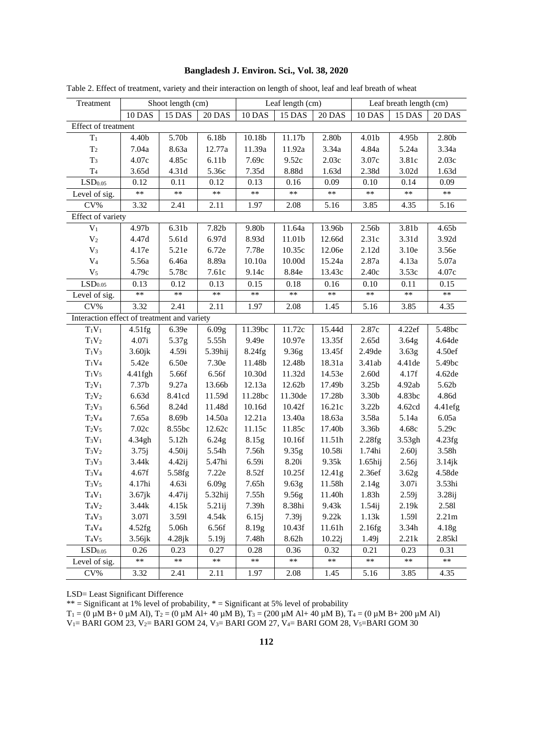Table 2. Effect of treatment, variety and their interaction on length of shoot, leaf and leaf breath of wheat

| Treatment | Shoot length (cm) | | | Leaf length (cm) | | | Leaf breath length (cm) | | |
|---|---|---|---|---|---|---|---|---|---|
| | 10 DAS | 15 DAS | 20 DAS | 10 DAS | 15 DAS | 20 DAS | 10 DAS | 15 DAS | 20 DAS |
| Effect of treatment | | | | | | | | | |
| $T_1$ | 4.40b | 5.70b | 6.18b | 10.18b | 11.17b | 2.80b | 4.01b | 4.95b | 2.80b |
| $T_2$ | 7.04a | 8.63a | 12.77a | 11.39a | 11.92a | 3.34a | 4.84a | 5.24a | 3.34a |
| $T_3$ | 4.07c | 4.85c | 6.11b | 7.69c | 9.52c | 2.03c | 3.07c | 3.81c | 2.03c |
| $T_4$ | 3.65d | 4.31d | 5.36c | 7.35d | 8.88d | 1.63d | 2.38d | 3.02d | 1.63d |
| $LSD_{0.05}$ | 0.12 | 0.11 | 0.12 | 0.13 | 0.16 | 0.09 | 0.10 | 0.14 | 0.09 |
| Level of sig. | ** | ** | ** | ** | ** | ** | ** | ** | ** |
| CV% | 3.32 | 2.41 | 2.11 | 1.97 | 2.08 | 5.16 | 3.85 | 4.35 | 5.16 |
| Effect of variety | | | | | | | | | |
| $V_1$ | 4.97b | 6.31b | 7.82b | 9.80b | 11.64a | 13.96b | 2.56b | 3.81b | 4.65b |
| $V_2$ | 4.47d | 5.61d | 6.97d | 8.93d | 11.01b | 12.66d | 2.31c | 3.31d | 3.92d |
| $V_3$ | 4.17e | 5.21e | 6.72e | 7.78e | 10.35c | 12.06e | 2.12d | 3.10e | 3.56e |
| $V_4$ | 5.56a | 6.46a | 8.89a | 10.10a | 10.00d | 15.24a | 2.87a | 4.13a | 5.07a |
| $V_5$ | 4.79c | 5.78c | 7.61c | 9.14c | 8.84e | 13.43c | 2.40c | 3.53c | 4.07c |
| $LSD_{0.05}$ | 0.13 | 0.12 | 0.13 | 0.15 | 0.18 | 0.16 | 0.10 | 0.11 | 0.15 |
| Level of sig. | ** | ** | ** | ** | ** | ** | ** | ** | ** |
| CV% | 3.32 | 2.41 | 2.11 | 1.97 | 2.08 | 1.45 | 5.16 | 3.85 | 4.35 |
| Interaction effect of treatment and variety | | | | | | | | | |
| $T_1V_1$ | 4.51fg | 6.39e | 6.09g | 11.39bc | 11.72c | 15.44d | 2.87c | 4.22ef | 5.48bc |
| $T_1V_2$ | 4.07i | 5.37g | 5.55h | 9.49e | 10.97e | 13.35f | 2.65d | 3.64g | 4.64de |
| $T_1V_3$ | 3.60jk | 4.59i | 5.39hij | 8.24fg | 9.36g | 13.45f | 2.49de | 3.63g | 4.50ef |
| $T_1V_4$ | 5.42e | 6.50e | 7.30e | 11.48b | 12.48b | 18.31a | 3.41ab | 4.41de | 5.49bc |
| $T_1V_5$ | 4.41fgh | 5.66f | 6.56f | 10.30d | 11.32d | 14.53e | 2.60d | 4.17f | 4.62de |
| $T_2V_1$ | 7.37b | 9.27a | 13.66b | 12.13a | 12.62b | 17.49b | 3.25b | 4.92ab | 5.62b |
| $T_2V_2$ | 6.63d | 8.41cd | 11.59d | 11.28bc | 11.30de | 17.28b | 3.30b | 4.83bc | 4.86d |
| $T_2V_3$ | 6.56d | 8.24d | 11.48d | 10.16d | 10.42f | 16.21c | 3.22b | 4.62cd | 4.41efg |
| $T_2V_4$ | 7.65a | 8.69b | 14.50a | 12.21a | 13.40a | 18.63a | 3.58a | 5.14a | 6.05a |
| $T_2V_5$ | 7.02c | 8.55bc | 12.62c | 11.15c | 11.85c | 17.40b | 3.36b | 4.68c | 5.29c |
| $T_3V_1$ | 4.34gh | 5.12h | 6.24g | 8.15g | 10.16f | 11.51h | 2.28fg | 3.53gh | 4.23fg |
| $T_3V_2$ | 3.75j | 4.50ij | 5.54h | 7.56h | 9.35g | 10.58i | 1.74hi | 2.60j | 3.58h |
| $T_3V_3$ | 3.44k | 4.42ij | 5.47hi | 6.59i | 8.20i | 9.35k | 1.65hij | 2.56j | 3.14jk |
| $T_3V_4$ | 4.67f | 5.58fg | 7.22e | 8.52f | 10.25f | 12.41g | 2.36ef | 3.62g | 4.58de |
| $T_3V_5$ | 4.17hi | 4.63i | 6.09g | 7.65h | 9.63g | 11.58h | 2.14g | 3.07i | 3.53hi |
| $T_4V_1$ | 3.67jk | 4.47ij | 5.32hij | 7.55h | 9.56g | 11.40h | 1.83h | 2.59j | 3.28ij |
| $T_4V_2$ | 3.44k | 4.15k | 5.21ij | 7.39h | 8.38hi | 9.43k | 1.54ij | 2.19k | 2.58l |
| $T_4V_3$ | 3.07l | 3.59l | 4.54k | 6.15j | 7.39j | 9.22k | 1.13k | 1.59l | 2.21m |
| $T_4V_4$ | 4.52fg | 5.06h | 6.56f | 8.19g | 10.43f | 11.61h | 2.16fg | 3.34h | 4.18g |
| $T_4V_5$ | 3.56jk | 4.28jk | 5.19j | 7.48h | 8.62h | 10.22j | 1.49j | 2.21k | 2.85kl |
| $LSD_{0.05}$ | 0.26 | 0.23 | 0.27 | 0.28 | 0.36 | 0.32 | 0.21 | 0.23 | 0.31 |
| Level of sig. | ** | ** | ** | ** | ** | ** | ** | ** | ** |
| CV% | 3.32 | 2.41 | 2.11 | 1.97 | 2.08 | 1.45 | 5.16 | 3.85 | 4.35 |

LSD= Least Significant Difference

** = Significant at 1% level of probability, * = Significant at 5% level of probability

$T_1$ = (0 μM B+ 0 μM Al), $T_2$ = (0 μM Al+ 40 μM B), $T_3$ = (200 μM Al+ 40 μM B), $T_4$ = (0 μM B+ 200 μM Al)

$V_1$= BARI GOM 23, $V_2$= BARI GOM 24, $V_3$= BARI GOM 27, $V_4$= BARI GOM 28, $V_5$=BARI GOM 30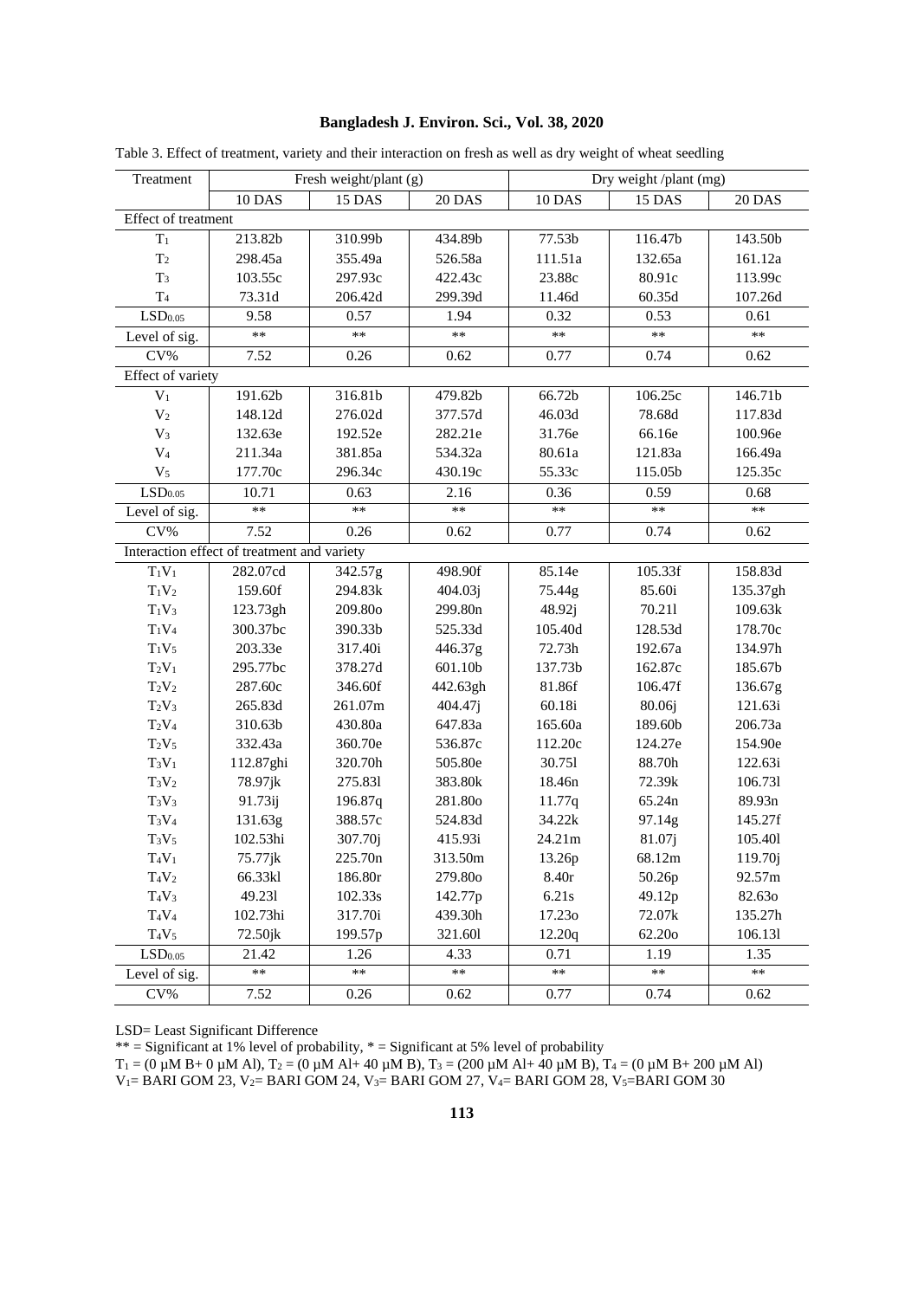Table 3. Effect of treatment, variety and their interaction on fresh as well as dry weight of wheat seedling

| Treatment | Fresh weight/plant (g) | | | Dry weight /plant (mg) | | |
|---|---|---|---|---|---|---|
| | 10 DAS | 15 DAS | 20 DAS | 10 DAS | 15 DAS | 20 DAS |
| Effect of treatment | | | | | | |
| $T_1$ | 213.82b | 310.99b | 434.89b | 77.53b | 116.47b | 143.50b |
| $T_2$ | 298.45a | 355.49a | 526.58a | 111.51a | 132.65a | 161.12a |
| $T_3$ | 103.55c | 297.93c | 422.43c | 23.88c | 80.91c | 113.99c |
| $T_4$ | 73.31d | 206.42d | 299.39d | 11.46d | 60.35d | 107.26d |
| $LSD_{0.05}$ | 9.58 | 0.57 | 1.94 | 0.32 | 0.53 | 0.61 |
| Level of sig. | ** | ** | ** | ** | ** | ** |
| CV% | 7.52 | 0.26 | 0.62 | 0.77 | 0.74 | 0.62 |
| Effect of variety | | | | | | |
| $V_1$ | 191.62b | 316.81b | 479.82b | 66.72b | 106.25c | 146.71b |
| $V_2$ | 148.12d | 276.02d | 377.57d | 46.03d | 78.68d | 117.83d |
| $V_3$ | 132.63e | 192.52e | 282.21e | 31.76e | 66.16e | 100.96e |
| $V_4$ | 211.34a | 381.85a | 534.32a | 80.61a | 121.83a | 166.49a |
| $V_5$ | 177.70c | 296.34c | 430.19c | 55.33c | 115.05b | 125.35c |
| $LSD_{0.05}$ | 10.71 | 0.63 | 2.16 | 0.36 | 0.59 | 0.68 |
| Level of sig. | ** | ** | ** | ** | ** | ** |
| CV% | 7.52 | 0.26 | 0.62 | 0.77 | 0.74 | 0.62 |
| Interaction effect of treatment and variety | | | | | | |
| $T_1V_1$ | 282.07cd | 342.57g | 498.90f | 85.14e | 105.33f | 158.83d |
| $T_1V_2$ | 159.60f | 294.83k | 404.03j | 75.44g | 85.60i | 135.37gh |
| $T_1V_3$ | 123.73gh | 209.80o | 299.80n | 48.92j | 70.21l | 109.63k |
| $T_1V_4$ | 300.37bc | 390.33b | 525.33d | 105.40d | 128.53d | 178.70c |
| $T_1V_5$ | 203.33e | 317.40i | 446.37g | 72.73h | 192.67a | 134.97h |
| $T_2V_1$ | 295.77bc | 378.27d | 601.10b | 137.73b | 162.87c | 185.67b |
| $T_2V_2$ | 287.60c | 346.60f | 442.63gh | 81.86f | 106.47f | 136.67g |
| $T_2V_3$ | 265.83d | 261.07m | 404.47j | 60.18i | 80.06j | 121.63i |
| $T_2V_4$ | 310.63b | 430.80a | 647.83a | 165.60a | 189.60b | 206.73a |
| $T_2V_5$ | 332.43a | 360.70e | 536.87c | 112.20c | 124.27e | 154.90e |
| $T_3V_1$ | 112.87ghi | 320.70h | 505.80e | 30.75l | 88.70h | 122.63i |
| $T_3V_2$ | 78.97jk | 275.83l | 383.80k | 18.46n | 72.39k | 106.73l |
| $T_3V_3$ | 91.73ij | 196.87q | 281.80o | 11.77q | 65.24n | 89.93n |
| $T_3V_4$ | 131.63g | 388.57c | 524.83d | 34.22k | 97.14g | 145.27f |
| $T_3V_5$ | 102.53hi | 307.70j | 415.93i | 24.21m | 81.07j | 105.40l |
| $T_4V_1$ | 75.77jk | 225.70n | 313.50m | 13.26p | 68.12m | 119.70j |
| $T_4V_2$ | 66.33kl | 186.80r | 279.80o | 8.40r | 50.26p | 92.57m |
| $T_4V_3$ | 49.23l | 102.33s | 142.77p | 6.21s | 49.12p | 82.63o |
| $T_4V_4$ | 102.73hi | 317.70i | 439.30h | 17.23o | 72.07k | 135.27h |
| $T_4V_5$ | 72.50jk | 199.57p | 321.60l | 12.20q | 62.20o | 106.13l |
| $LSD_{0.05}$ | 21.42 | 1.26 | 4.33 | 0.71 | 1.19 | 1.35 |
| Level of sig. | ** | ** | ** | ** | ** | ** |
| CV% | 7.52 | 0.26 | 0.62 | 0.77 | 0.74 | 0.62 |

LSD= Least Significant Difference

** = Significant at 1% level of probability, * = Significant at 5% level of probability

$T_1$ = (0 μM B+ 0 μM Al), $T_2$ = (0 μM Al+ 40 μM B), $T_3$ = (200 μM Al+ 40 μM B), $T_4$ = (0 μM B+ 200 μM Al)

$V_1$= BARI GOM 23, $V_2$= BARI GOM 24, $V_3$= BARI GOM 27, $V_4$= BARI GOM 28, $V_5$=BARI GOM 30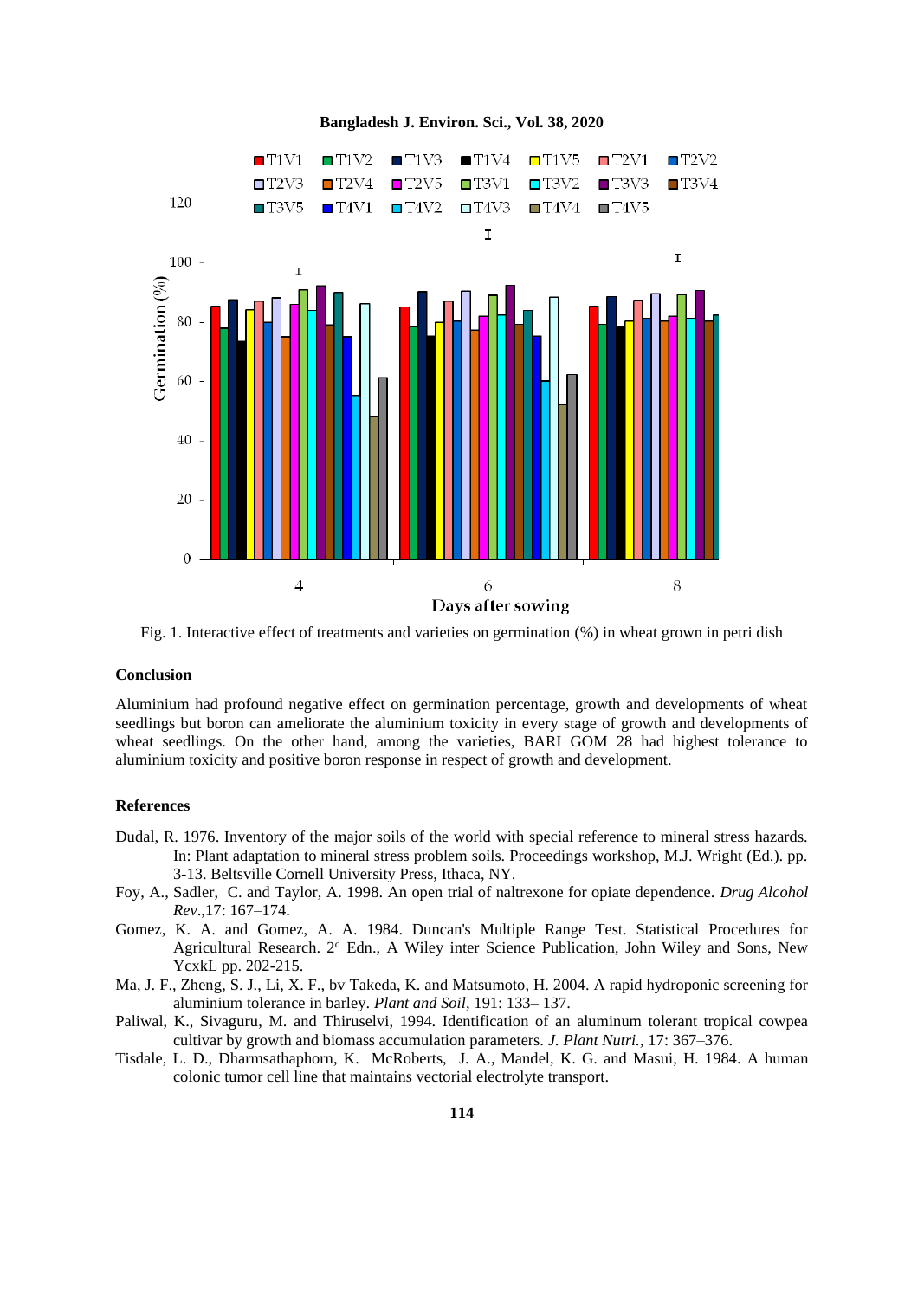■ T1V1 ■ T1V2 ■ T1V3 ■ T1V4 ■ T1V5 ■ T2V1 ■ T2V2 ■ T2V3 ■ T2V4 ■ T2V5 ■ T3V1 ■ T3V2 ■ T3V3 ■ T3V4 ■ T3V5 ■ T4V1 ■ T4V2 ■ T4V3 ■ T4V4 ■ T4V5

Germination (%)

120
100
80
60
40
20
0

4
6
8

Days after sowing

Fig. 1. Interactive effect of treatments and varieties on germination (%) in wheat grown in petri dish

## Conclusion

Aluminium had profound negative effect on germination percentage, growth and developments of wheat seedlings but boron can ameliorate the aluminium toxicity in every stage of growth and developments of wheat seedlings. On the other hand, among the varieties, BARI GOM 28 had highest tolerance to aluminium toxicity and positive boron response in respect of growth and development.

## References

Dudal, R. 1976. Inventory of the major soils of the world with special reference to mineral stress hazards. In: Plant adaptation to mineral stress problem soils. Proceedings workshop, M.J. Wright (Ed.). pp. 3-13. Beltsville Cornell University Press, Ithaca, NY.

Foy, A., Sadler, C. and Taylor, A. 1998. An open trial of naltrexone for opiate dependence. *Drug Alcohol Rev*.,17: 167–174.

Gomez, K. A. and Gomez, A. A. 1984. Duncan's Multiple Range Test. Statistical Procedures for Agricultural Research. 2[d] Edn., A Wiley inter Science Publication, John Wiley and Sons, New YcxkL pp. 202-215.

Ma, J. F., Zheng, S. J., Li, X. F., bv Takeda, K. and Matsumoto, H. 2004. A rapid hydroponic screening for aluminium tolerance in barley. *Plant and Soil*, 191: 133– 137.

Paliwal, K., Sivaguru, M. and Thiruselvi, 1994. Identification of an aluminum tolerant tropical cowpea cultivar by growth and biomass accumulation parameters. *J. Plant Nutri.*, 17: 367–376.

Tisdale, L. D., Dharmsathaphorn, K. McRoberts, J. A., Mandel, K. G. and Masui, H. 1984. A human colonic tumor cell line that maintains vectorial electrolyte transport.